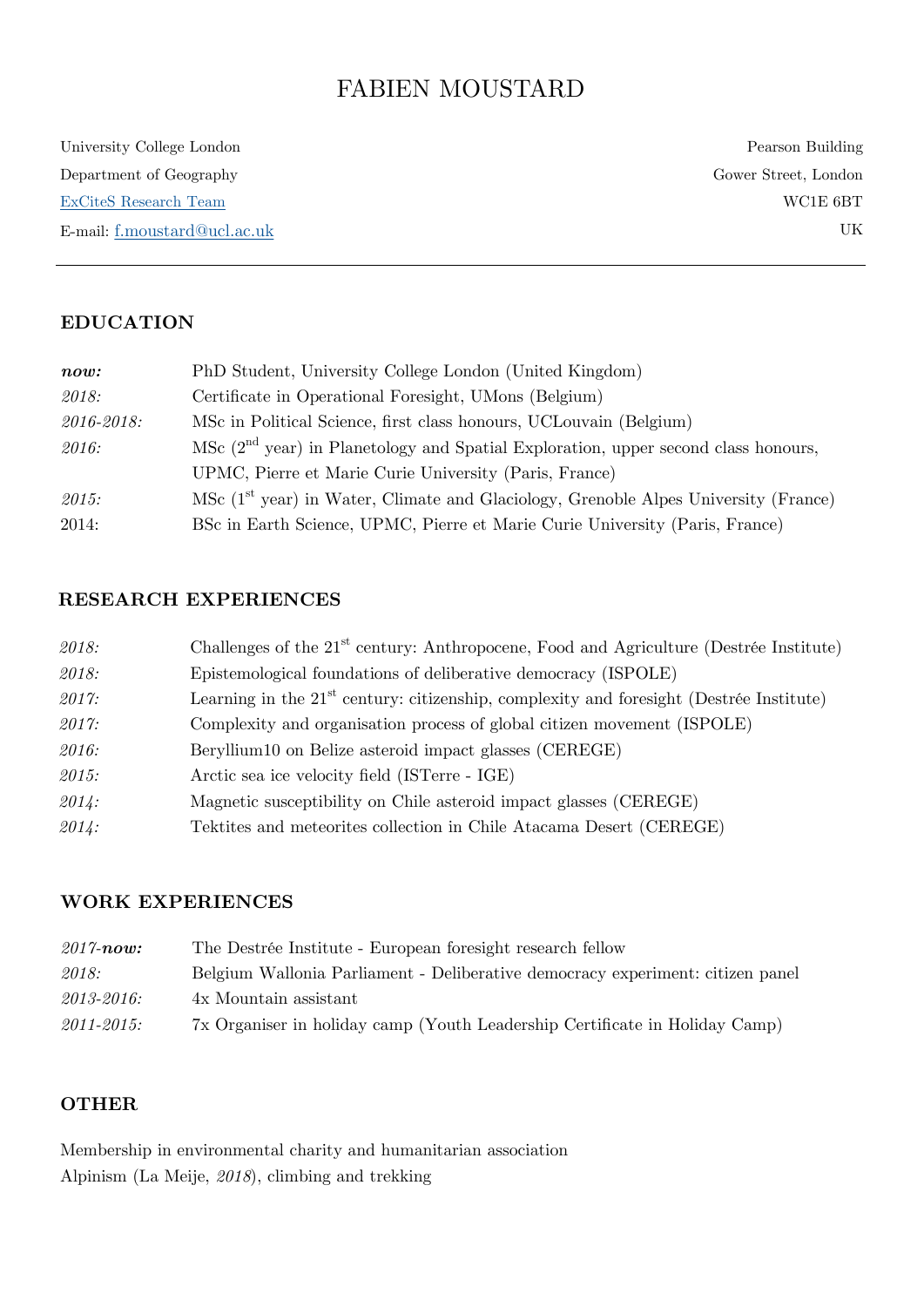# FABIEN MOUSTARD

University College London
Department of Geography
[ExCiteS Research Team]
E-mail: [f.moustard@ucl.ac.uk]

Pearson Building
Gower Street, London
WC1E 6BT
UK

---

## EDUCATION

| | |
|---|---|
| ***now:*** | PhD Student, University College London (United Kingdom) |
| *2018:* | Certificate in Operational Foresight, UMons (Belgium) |
| *2016-2018:* | MSc in Political Science, first class honours, UCLouvain (Belgium) |
| *2016:* | MSc (2nd year) in Planetology and Spatial Exploration, upper second class honours, UPMC, Pierre et Marie Curie University (Paris, France) |
| *2015:* | MSc (1st year) in Water, Climate and Glaciology, Grenoble Alpes University (France) |
| 2014: | BSc in Earth Science, UPMC, Pierre et Marie Curie University (Paris, France) |

## RESEARCH EXPERIENCES

| | |
|---|---|
| *2018:* | Challenges of the 21st century: Anthropocene, Food and Agriculture (Destrée Institute) |
| *2018:* | Epistemological foundations of deliberative democracy (ISPOLE) |
| *2017:* | Learning in the 21st century: citizenship, complexity and foresight (Destrée Institute) |
| *2017:* | Complexity and organisation process of global citizen movement (ISPOLE) |
| *2016:* | Beryllium10 on Belize asteroid impact glasses (CEREGE) |
| *2015:* | Arctic sea ice velocity field (ISTerre - IGE) |
| *2014:* | Magnetic susceptibility on Chile asteroid impact glasses (CEREGE) |
| *2014:* | Tektites and meteorites collection in Chile Atacama Desert (CEREGE) |

## WORK EXPERIENCES

| | |
|---|---|
| *2017-**now:*** | The Destrée Institute - European foresight research fellow |
| *2018:* | Belgium Wallonia Parliament - Deliberative democracy experiment: citizen panel |
| *2013-2016:* | 4x Mountain assistant |
| *2011-2015:* | 7x Organiser in holiday camp (Youth Leadership Certificate in Holiday Camp) |

## OTHER

Membership in environmental charity and humanitarian association
Alpinism (La Meije, *2018*), climbing and trekking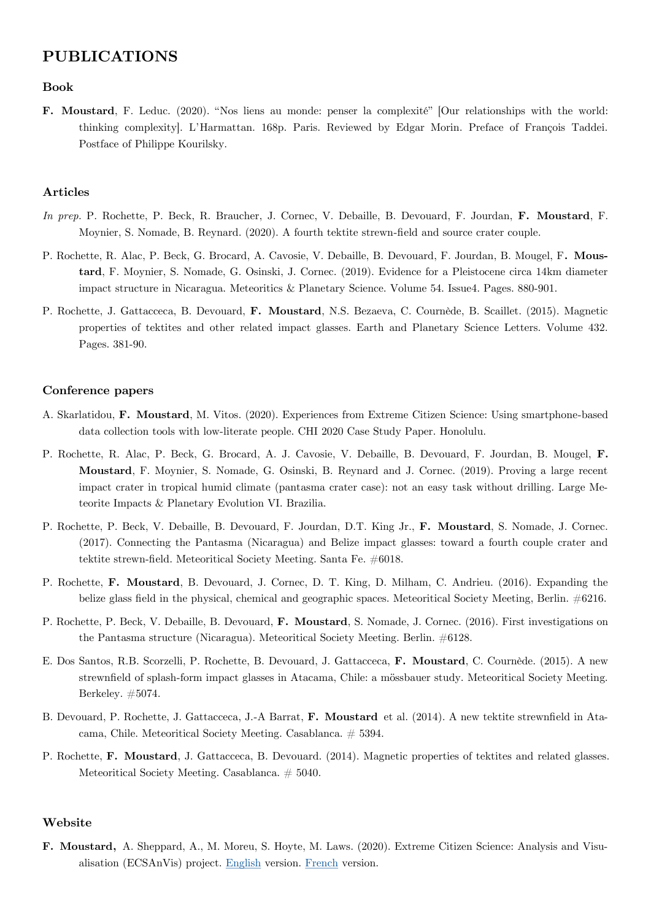# PUBLICATIONS

## Book

**F. Moustard**, F. Leduc. (2020). "Nos liens au monde: penser la complexité" [Our relationships with the world: thinking complexity]. L'Harmattan. 168p. Paris. Reviewed by Edgar Morin. Preface of François Taddei. Postface of Philippe Kourilsky.

## Articles

*In prep.* P. Rochette, P. Beck, R. Braucher, J. Cornec, V. Debaille, B. Devouard, F. Jourdan, **F. Moustard**, F. Moynier, S. Nomade, B. Reynard. (2020). A fourth tektite strewn-field and source crater couple.

P. Rochette, R. Alac, P. Beck, G. Brocard, A. Cavosie, V. Debaille, B. Devouard, F. Jourdan, B. Mougel, **F. Moustard**, F. Moynier, S. Nomade, G. Osinski, J. Cornec. (2019). Evidence for a Pleistocene circa 14km diameter impact structure in Nicaragua. Meteoritics & Planetary Science. Volume 54. Issue4. Pages. 880-901.

P. Rochette, J. Gattacceca, B. Devouard, **F. Moustard**, N.S. Bezaeva, C. Cournède, B. Scaillet. (2015). Magnetic properties of tektites and other related impact glasses. Earth and Planetary Science Letters. Volume 432. Pages. 381-90.

## Conference papers

A. Skarlatidou, **F. Moustard**, M. Vitos. (2020). Experiences from Extreme Citizen Science: Using smartphone-based data collection tools with low-literate people. CHI 2020 Case Study Paper. Honolulu.

P. Rochette, R. Alac, P. Beck, G. Brocard, A. J. Cavosie, V. Debaille, B. Devouard, F. Jourdan, B. Mougel, **F. Moustard**, F. Moynier, S. Nomade, G. Osinski, B. Reynard and J. Cornec. (2019). Proving a large recent impact crater in tropical humid climate (pantasma crater case): not an easy task without drilling. Large Meteorite Impacts & Planetary Evolution VI. Brazilia.

P. Rochette, P. Beck, V. Debaille, B. Devouard, F. Jourdan, D.T. King Jr., **F. Moustard**, S. Nomade, J. Cornec. (2017). Connecting the Pantasma (Nicaragua) and Belize impact glasses: toward a fourth couple crater and tektite strewn-field. Meteoritical Society Meeting. Santa Fe. #6018.

P. Rochette, **F. Moustard**, B. Devouard, J. Cornec, D. T. King, D. Milham, C. Andrieu. (2016). Expanding the belize glass field in the physical, chemical and geographic spaces. Meteoritical Society Meeting, Berlin. #6216.

P. Rochette, P. Beck, V. Debaille, B. Devouard, **F. Moustard**, S. Nomade, J. Cornec. (2016). First investigations on the Pantasma structure (Nicaragua). Meteoritical Society Meeting. Berlin. #6128.

E. Dos Santos, R.B. Scorzelli, P. Rochette, B. Devouard, J. Gattacceca, **F. Moustard**, C. Cournède. (2015). A new strewnfield of splash-form impact glasses in Atacama, Chile: a mössbauer study. Meteoritical Society Meeting. Berkeley. #5074.

B. Devouard, P. Rochette, J. Gattacceca, J.-A Barrat, **F. Moustard** et al. (2014). A new tektite strewnfield in Atacama, Chile. Meteoritical Society Meeting. Casablanca. # 5394.

P. Rochette, **F. Moustard**, J. Gattacceca, B. Devouard. (2014). Magnetic properties of tektites and related glasses. Meteoritical Society Meeting. Casablanca. # 5040.

## Website

**F. Moustard,** A. Sheppard, A., M. Moreu, S. Hoyte, M. Laws. (2020). Extreme Citizen Science: Analysis and Visualisation (ECSAnVis) project. English version. French version.